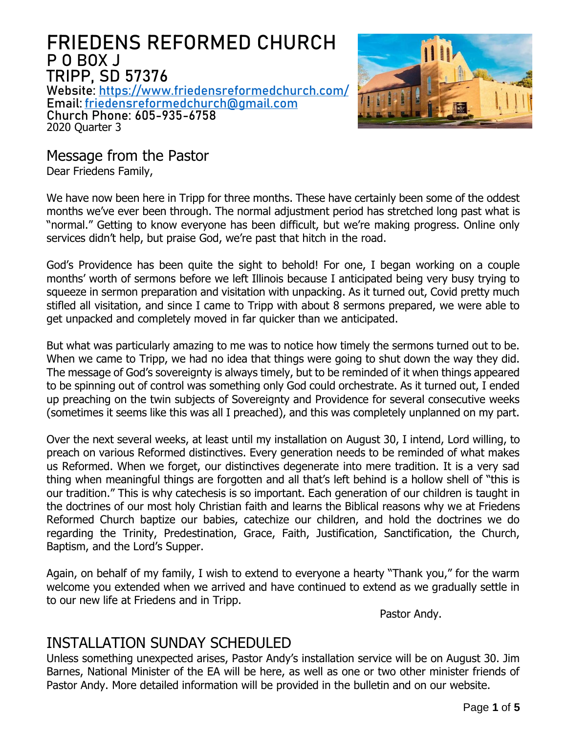# FRIEDENS REFORMED CHURCH
## P O BOX J
## TRIPP, SD 57376

**Website**: https://www.friedensreformedchurch.com/
**Email**: friedensreformedchurch@gmail.com
**Church Phone**: 605-935-6758
2020 Quarter 3

## Message from the Pastor

Dear Friedens Family,

We have now been here in Tripp for three months. These have certainly been some of the oddest months we've ever been through. The normal adjustment period has stretched long past what is "normal." Getting to know everyone has been difficult, but we're making progress. Online only services didn't help, but praise God, we're past that hitch in the road.

God's Providence has been quite the sight to behold! For one, I began working on a couple months' worth of sermons before we left Illinois because I anticipated being very busy trying to squeeze in sermon preparation and visitation with unpacking. As it turned out, Covid pretty much stifled all visitation, and since I came to Tripp with about 8 sermons prepared, we were able to get unpacked and completely moved in far quicker than we anticipated.

But what was particularly amazing to me was to notice how timely the sermons turned out to be. When we came to Tripp, we had no idea that things were going to shut down the way they did. The message of God's sovereignty is always timely, but to be reminded of it when things appeared to be spinning out of control was something only God could orchestrate. As it turned out, I ended up preaching on the twin subjects of Sovereignty and Providence for several consecutive weeks (sometimes it seems like this was all I preached), and this was completely unplanned on my part.

Over the next several weeks, at least until my installation on August 30, I intend, Lord willing, to preach on various Reformed distinctives. Every generation needs to be reminded of what makes us Reformed. When we forget, our distinctives degenerate into mere tradition. It is a very sad thing when meaningful things are forgotten and all that's left behind is a hollow shell of "this is our tradition." This is why catechesis is so important. Each generation of our children is taught in the doctrines of our most holy Christian faith and learns the Biblical reasons why we at Friedens Reformed Church baptize our babies, catechize our children, and hold the doctrines we do regarding the Trinity, Predestination, Grace, Faith, Justification, Sanctification, the Church, Baptism, and the Lord's Supper.

Again, on behalf of my family, I wish to extend to everyone a hearty "Thank you," for the warm welcome you extended when we arrived and have continued to extend as we gradually settle in to our new life at Friedens and in Tripp.

Pastor Andy.

## INSTALLATION SUNDAY SCHEDULED

Unless something unexpected arises, Pastor Andy's installation service will be on August 30. Jim Barnes, National Minister of the EA will be here, as well as one or two other minister friends of Pastor Andy. More detailed information will be provided in the bulletin and on our website.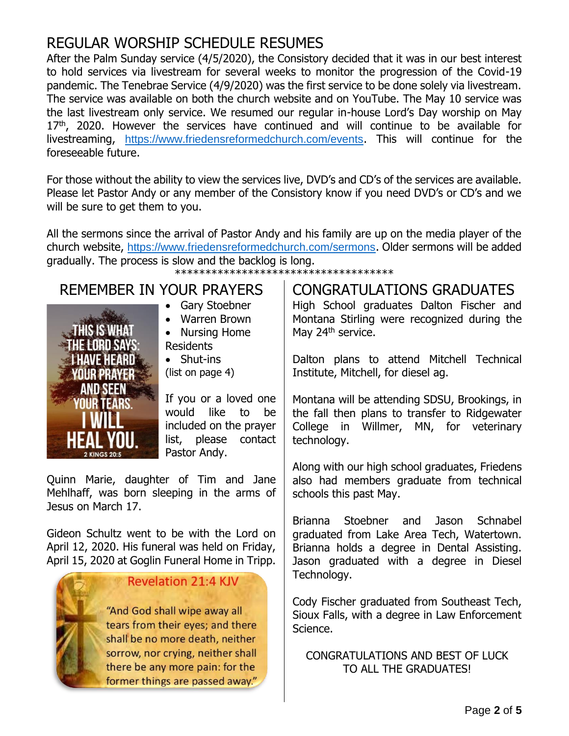# REGULAR WORSHIP SCHEDULE RESUMES

After the Palm Sunday service (4/5/2020), the Consistory decided that it was in our best interest to hold services via livestream for several weeks to monitor the progression of the Covid-19 pandemic. The Tenebrae Service (4/9/2020) was the first service to be done solely via livestream. The service was available on both the church website and on YouTube. The May 10 service was the last livestream only service. We resumed our regular in-house Lord's Day worship on May 17th, 2020. However the services have continued and will continue to be available for livestreaming, https://www.friedensreformedchurch.com/events. This will continue for the foreseeable future.

For those without the ability to view the services live, DVD's and CD's of the services are available. Please let Pastor Andy or any member of the Consistory know if you need DVD's or CD's and we will be sure to get them to you.

All the sermons since the arrival of Pastor Andy and his family are up on the media player of the church website, https://www.friedensreformedchurch.com/sermons. Older sermons will be added gradually. The process is slow and the backlog is long.

\*\*\*\*\*\*\*\*\*\*\*\*\*\*\*\*\*\*\*\*\*\*\*\*\*\*\*\*\*\*\*\*\*\*\*\*\*\*

## REMEMBER IN YOUR PRAYERS

THIS IS WHAT THE LORD SAYS: I HAVE HEARD YOUR PRAYER AND SEEN YOUR TEARS. I WILL HEAL YOU. 2 KINGS 20:5

- Gary Stoebner
- Warren Brown
- Nursing Home Residents
- Shut-ins (list on page 4)

If you or a loved one would like to be included on the prayer list, please contact Pastor Andy.

Quinn Marie, daughter of Tim and Jane Mehlhaff, was born sleeping in the arms of Jesus on March 17.

Gideon Schultz went to be with the Lord on April 12, 2020. His funeral was held on Friday, April 15, 2020 at Goglin Funeral Home in Tripp.

Revelation 21:4 KJV

"And God shall wipe away all tears from their eyes; and there shall be no more death, neither sorrow, nor crying, neither shall there be any more pain: for the former things are passed away."

## CONGRATULATIONS GRADUATES

High School graduates Dalton Fischer and Montana Stirling were recognized during the May 24th service.

Dalton plans to attend Mitchell Technical Institute, Mitchell, for diesel ag.

Montana will be attending SDSU, Brookings, in the fall then plans to transfer to Ridgewater College in Willmer, MN, for veterinary technology.

Along with our high school graduates, Friedens also had members graduate from technical schools this past May.

Brianna Stoebner and Jason Schnabel graduated from Lake Area Tech, Watertown. Brianna holds a degree in Dental Assisting. Jason graduated with a degree in Diesel Technology.

Cody Fischer graduated from Southeast Tech, Sioux Falls, with a degree in Law Enforcement Science.

CONGRATULATIONS AND BEST OF LUCK TO ALL THE GRADUATES!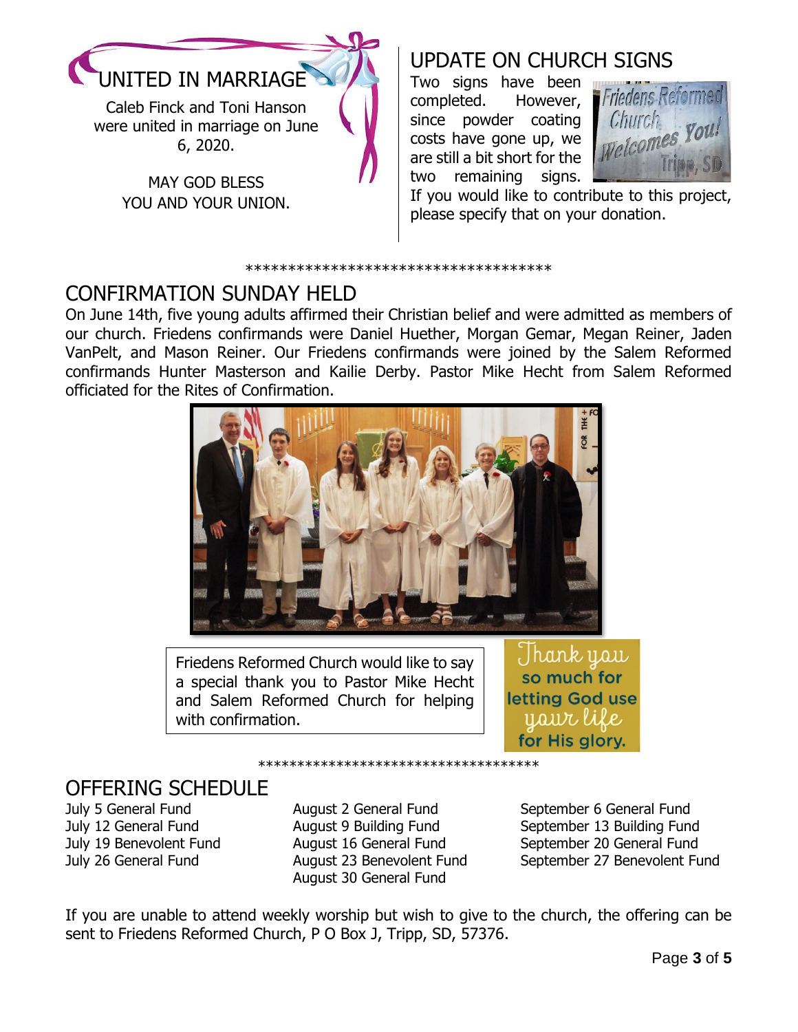## UNITED IN MARRIAGE

Caleb Finck and Toni Hanson were united in marriage on June 6, 2020.

MAY GOD BLESS YOU AND YOUR UNION.

## UPDATE ON CHURCH SIGNS

Two signs have been completed. However, since powder coating costs have gone up, we are still a bit short for the two remaining signs. If you would like to contribute to this project, please specify that on your donation.

************************************

## CONFIRMATION SUNDAY HELD

On June 14th, five young adults affirmed their Christian belief and were admitted as members of our church. Friedens confirmands were Daniel Huether, Morgan Gemar, Megan Reiner, Jaden VanPelt, and Mason Reiner. Our Friedens confirmands were joined by the Salem Reformed confirmands Hunter Masterson and Kailie Derby. Pastor Mike Hecht from Salem Reformed officiated for the Rites of Confirmation.

Friedens Reformed Church would like to say a special thank you to Pastor Mike Hecht and Salem Reformed Church for helping with confirmation.

Thank you so much for letting God use your life for His glory.

************************************

## OFFERING SCHEDULE

July 5 General Fund
July 12 General Fund
July 19 Benevolent Fund
July 26 General Fund

August 2 General Fund
August 9 Building Fund
August 16 General Fund
August 23 Benevolent Fund
August 30 General Fund

September 6 General Fund
September 13 Building Fund
September 20 General Fund
September 27 Benevolent Fund

If you are unable to attend weekly worship but wish to give to the church, the offering can be sent to Friedens Reformed Church, P O Box J, Tripp, SD, 57376.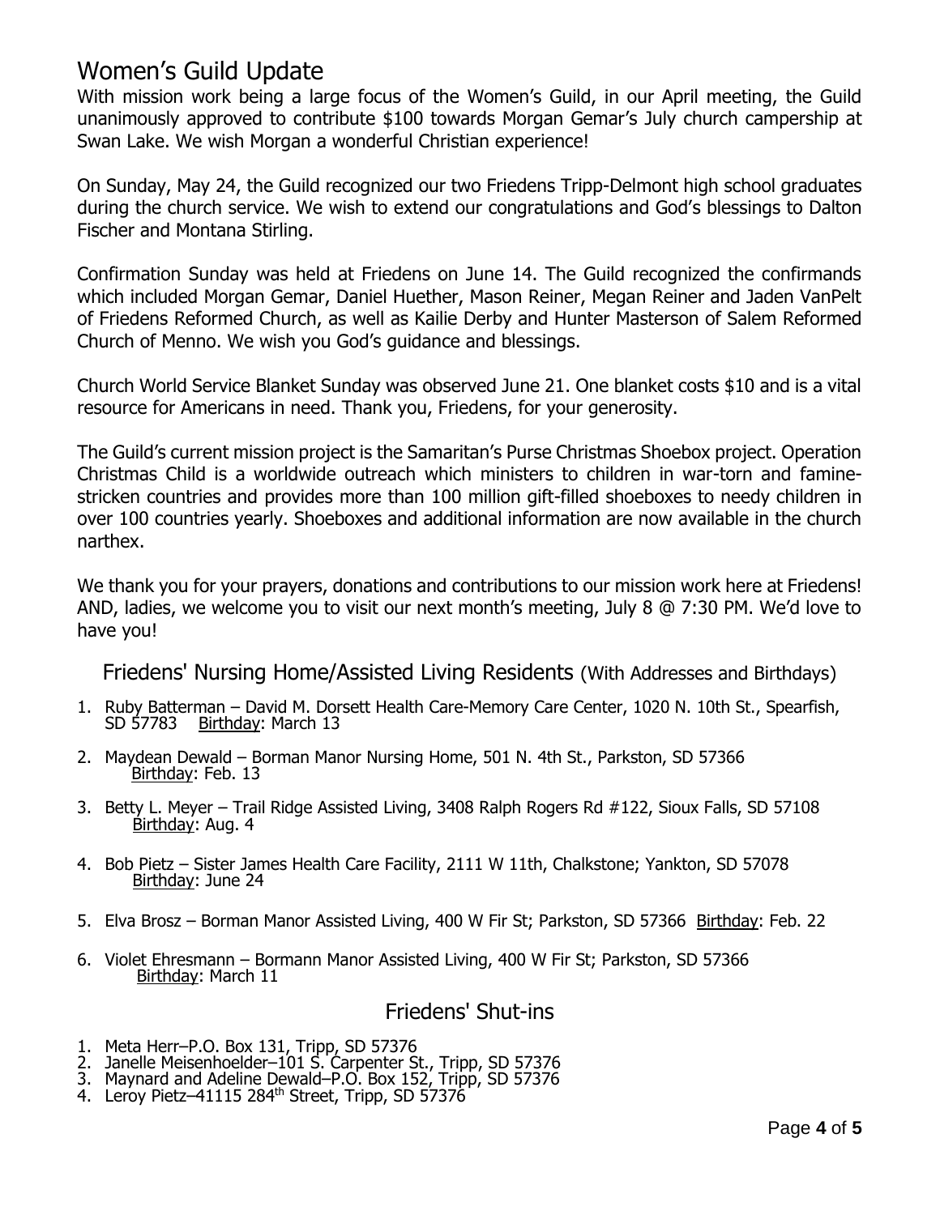## Women's Guild Update

With mission work being a large focus of the Women's Guild, in our April meeting, the Guild unanimously approved to contribute $100 towards Morgan Gemar's July church campership at Swan Lake. We wish Morgan a wonderful Christian experience!

On Sunday, May 24, the Guild recognized our two Friedens Tripp-Delmont high school graduates during the church service. We wish to extend our congratulations and God's blessings to Dalton Fischer and Montana Stirling.

Confirmation Sunday was held at Friedens on June 14. The Guild recognized the confirmands which included Morgan Gemar, Daniel Huether, Mason Reiner, Megan Reiner and Jaden VanPelt of Friedens Reformed Church, as well as Kailie Derby and Hunter Masterson of Salem Reformed Church of Menno. We wish you God's guidance and blessings.

Church World Service Blanket Sunday was observed June 21. One blanket costs $10 and is a vital resource for Americans in need. Thank you, Friedens, for your generosity.

The Guild's current mission project is the Samaritan's Purse Christmas Shoebox project. Operation Christmas Child is a worldwide outreach which ministers to children in war-torn and famine-stricken countries and provides more than 100 million gift-filled shoeboxes to needy children in over 100 countries yearly. Shoeboxes and additional information are now available in the church narthex.

We thank you for your prayers, donations and contributions to our mission work here at Friedens! AND, ladies, we welcome you to visit our next month's meeting, July 8 @ 7:30 PM. We'd love to have you!

### Friedens' Nursing Home/Assisted Living Residents (With Addresses and Birthdays)

1. Ruby Batterman – David M. Dorsett Health Care-Memory Care Center, 1020 N. 10th St., Spearfish, SD 57783 <u>Birthday</u>: March 13
2. Maydean Dewald – Borman Manor Nursing Home, 501 N. 4th St., Parkston, SD 57366 <u>Birthday</u>: Feb. 13
3. Betty L. Meyer – Trail Ridge Assisted Living, 3408 Ralph Rogers Rd #122, Sioux Falls, SD 57108 <u>Birthday</u>: Aug. 4
4. Bob Pietz – Sister James Health Care Facility, 2111 W 11th, Chalkstone; Yankton, SD 57078 <u>Birthday</u>: June 24
5. Elva Brosz – Borman Manor Assisted Living, 400 W Fir St; Parkston, SD 57366 <u>Birthday</u>: Feb. 22
6. Violet Ehresmann – Bormann Manor Assisted Living, 400 W Fir St; Parkston, SD 57366 <u>Birthday</u>: March 11

### Friedens' Shut-ins

1. Meta Herr–P.O. Box 131, Tripp, SD 57376
2. Janelle Meisenhoelder–101 S. Carpenter St., Tripp, SD 57376
3. Maynard and Adeline Dewald–P.O. Box 152, Tripp, SD 57376
4. Leroy Pietz–41115 284th Street, Tripp, SD 57376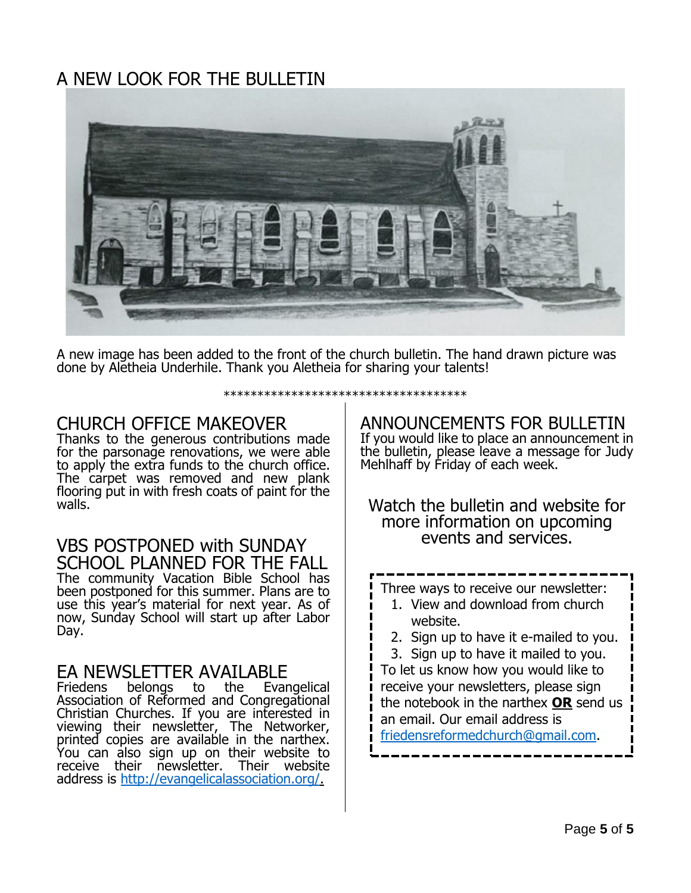## A NEW LOOK FOR THE BULLETIN

A new image has been added to the front of the church bulletin. The hand drawn picture was done by Aletheia Underhile. Thank you Aletheia for sharing your talents!

\*\*\*\*\*\*\*\*\*\*\*\*\*\*\*\*\*\*\*\*\*\*\*\*\*\*\*\*\*\*\*\*\*\*\*\*\*

## CHURCH OFFICE MAKEOVER

Thanks to the generous contributions made for the parsonage renovations, we were able to apply the extra funds to the church office. The carpet was removed and new plank flooring put in with fresh coats of paint for the walls.

## VBS POSTPONED with SUNDAY SCHOOL PLANNED FOR THE FALL

The community Vacation Bible School has been postponed for this summer. Plans are to use this year's material for next year. As of now, Sunday School will start up after Labor Day.

## EA NEWSLETTER AVAILABLE

Friedens belongs to the Evangelical Association of Reformed and Congregational Christian Churches. If you are interested in viewing their newsletter, The Networker, printed copies are available in the narthex. You can also sign up on their website to receive their newsletter. Their website address is http://evangelicalassociation.org/.

## ANNOUNCEMENTS FOR BULLETIN

If you would like to place an announcement in the bulletin, please leave a message for Judy Mehlhaff by Friday of each week.

Watch the bulletin and website for more information on upcoming events and services.

Three ways to receive our newsletter:

1. View and download from church website.
2. Sign up to have it e-mailed to you.
3. Sign up to have it mailed to you.

To let us know how you would like to receive your newsletters, please sign the notebook in the narthex **OR** send us an email. Our email address is friedensreformedchurch@gmail.com.